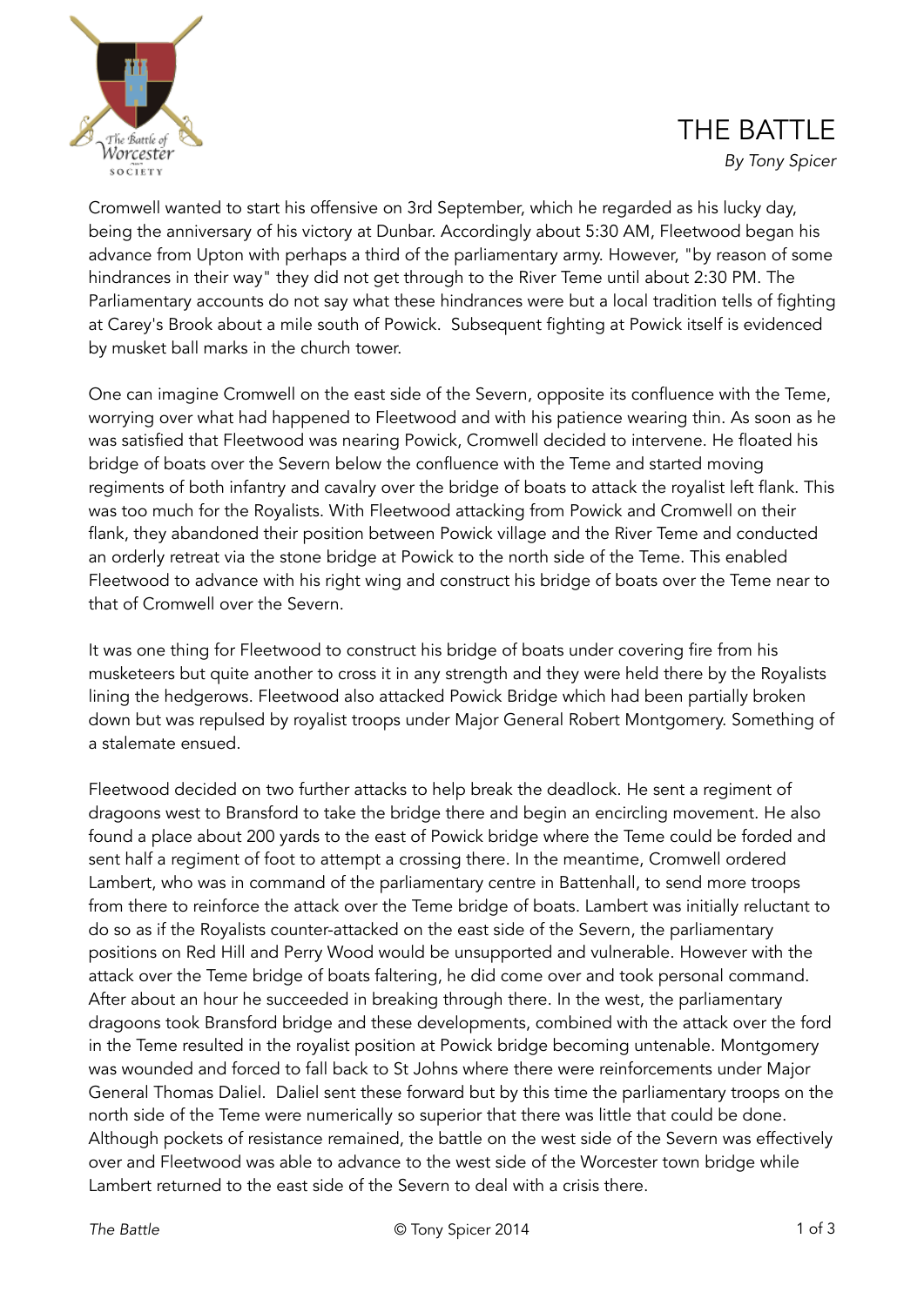# THE BATTLE

*By Tony Spicer*

Cromwell wanted to start his offensive on 3rd September, which he regarded as his lucky day, being the anniversary of his victory at Dunbar. Accordingly about 5:30 AM, Fleetwood began his advance from Upton with perhaps a third of the parliamentary army. However, "by reason of some hindrances in their way" they did not get through to the River Teme until about 2:30 PM. The Parliamentary accounts do not say what these hindrances were but a local tradition tells of fighting at Carey's Brook about a mile south of Powick. Subsequent fighting at Powick itself is evidenced by musket ball marks in the church tower.

One can imagine Cromwell on the east side of the Severn, opposite its confluence with the Teme, worrying over what had happened to Fleetwood and with his patience wearing thin. As soon as he was satisfied that Fleetwood was nearing Powick, Cromwell decided to intervene. He floated his bridge of boats over the Severn below the confluence with the Teme and started moving regiments of both infantry and cavalry over the bridge of boats to attack the royalist left flank. This was too much for the Royalists. With Fleetwood attacking from Powick and Cromwell on their flank, they abandoned their position between Powick village and the River Teme and conducted an orderly retreat via the stone bridge at Powick to the north side of the Teme. This enabled Fleetwood to advance with his right wing and construct his bridge of boats over the Teme near to that of Cromwell over the Severn.

It was one thing for Fleetwood to construct his bridge of boats under covering fire from his musketeers but quite another to cross it in any strength and they were held there by the Royalists lining the hedgerows. Fleetwood also attacked Powick Bridge which had been partially broken down but was repulsed by royalist troops under Major General Robert Montgomery. Something of a stalemate ensued.

Fleetwood decided on two further attacks to help break the deadlock. He sent a regiment of dragoons west to Bransford to take the bridge there and begin an encircling movement. He also found a place about 200 yards to the east of Powick bridge where the Teme could be forded and sent half a regiment of foot to attempt a crossing there. In the meantime, Cromwell ordered Lambert, who was in command of the parliamentary centre in Battenhall, to send more troops from there to reinforce the attack over the Teme bridge of boats. Lambert was initially reluctant to do so as if the Royalists counter-attacked on the east side of the Severn, the parliamentary positions on Red Hill and Perry Wood would be unsupported and vulnerable. However with the attack over the Teme bridge of boats faltering, he did come over and took personal command. After about an hour he succeeded in breaking through there. In the west, the parliamentary dragoons took Bransford bridge and these developments, combined with the attack over the ford in the Teme resulted in the royalist position at Powick bridge becoming untenable. Montgomery was wounded and forced to fall back to St Johns where there were reinforcements under Major General Thomas Daliel. Daliel sent these forward but by this time the parliamentary troops on the north side of the Teme were numerically so superior that there was little that could be done. Although pockets of resistance remained, the battle on the west side of the Severn was effectively over and Fleetwood was able to advance to the west side of the Worcester town bridge while Lambert returned to the east side of the Severn to deal with a crisis there.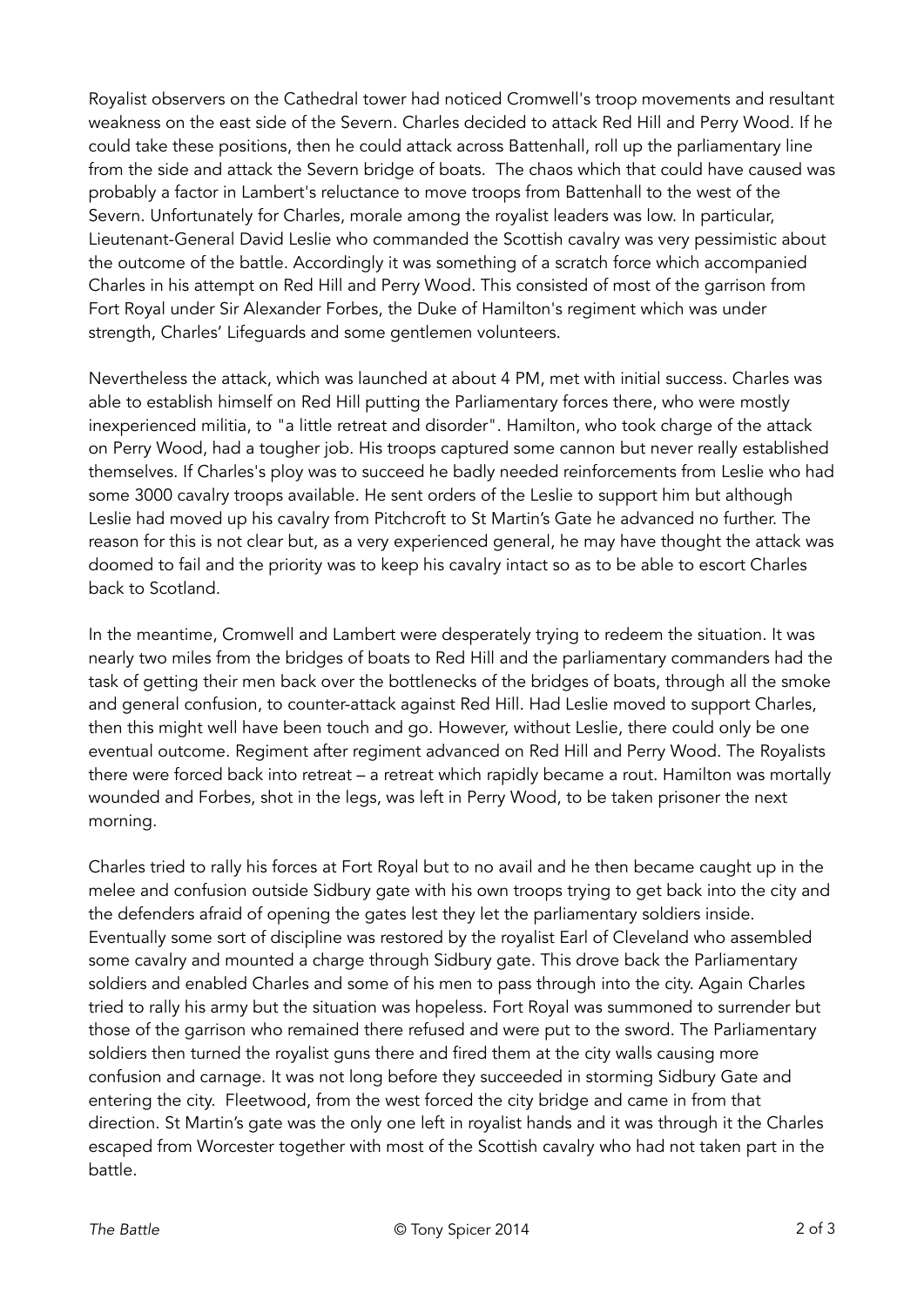Royalist observers on the Cathedral tower had noticed Cromwell's troop movements and resultant weakness on the east side of the Severn. Charles decided to attack Red Hill and Perry Wood. If he could take these positions, then he could attack across Battenhall, roll up the parliamentary line from the side and attack the Severn bridge of boats. The chaos which that could have caused was probably a factor in Lambert's reluctance to move troops from Battenhall to the west of the Severn. Unfortunately for Charles, morale among the royalist leaders was low. In particular, Lieutenant-General David Leslie who commanded the Scottish cavalry was very pessimistic about the outcome of the battle. Accordingly it was something of a scratch force which accompanied Charles in his attempt on Red Hill and Perry Wood. This consisted of most of the garrison from Fort Royal under Sir Alexander Forbes, the Duke of Hamilton's regiment which was under strength, Charles' Lifeguards and some gentlemen volunteers.

Nevertheless the attack, which was launched at about 4 PM, met with initial success. Charles was able to establish himself on Red Hill putting the Parliamentary forces there, who were mostly inexperienced militia, to "a little retreat and disorder". Hamilton, who took charge of the attack on Perry Wood, had a tougher job. His troops captured some cannon but never really established themselves. If Charles's ploy was to succeed he badly needed reinforcements from Leslie who had some 3000 cavalry troops available. He sent orders of the Leslie to support him but although Leslie had moved up his cavalry from Pitchcroft to St Martin's Gate he advanced no further. The reason for this is not clear but, as a very experienced general, he may have thought the attack was doomed to fail and the priority was to keep his cavalry intact so as to be able to escort Charles back to Scotland.

In the meantime, Cromwell and Lambert were desperately trying to redeem the situation. It was nearly two miles from the bridges of boats to Red Hill and the parliamentary commanders had the task of getting their men back over the bottlenecks of the bridges of boats, through all the smoke and general confusion, to counter-attack against Red Hill. Had Leslie moved to support Charles, then this might well have been touch and go. However, without Leslie, there could only be one eventual outcome. Regiment after regiment advanced on Red Hill and Perry Wood. The Royalists there were forced back into retreat – a retreat which rapidly became a rout. Hamilton was mortally wounded and Forbes, shot in the legs, was left in Perry Wood, to be taken prisoner the next morning.

Charles tried to rally his forces at Fort Royal but to no avail and he then became caught up in the melee and confusion outside Sidbury gate with his own troops trying to get back into the city and the defenders afraid of opening the gates lest they let the parliamentary soldiers inside. Eventually some sort of discipline was restored by the royalist Earl of Cleveland who assembled some cavalry and mounted a charge through Sidbury gate. This drove back the Parliamentary soldiers and enabled Charles and some of his men to pass through into the city. Again Charles tried to rally his army but the situation was hopeless. Fort Royal was summoned to surrender but those of the garrison who remained there refused and were put to the sword. The Parliamentary soldiers then turned the royalist guns there and fired them at the city walls causing more confusion and carnage. It was not long before they succeeded in storming Sidbury Gate and entering the city. Fleetwood, from the west forced the city bridge and came in from that direction. St Martin's gate was the only one left in royalist hands and it was through it the Charles escaped from Worcester together with most of the Scottish cavalry who had not taken part in the battle.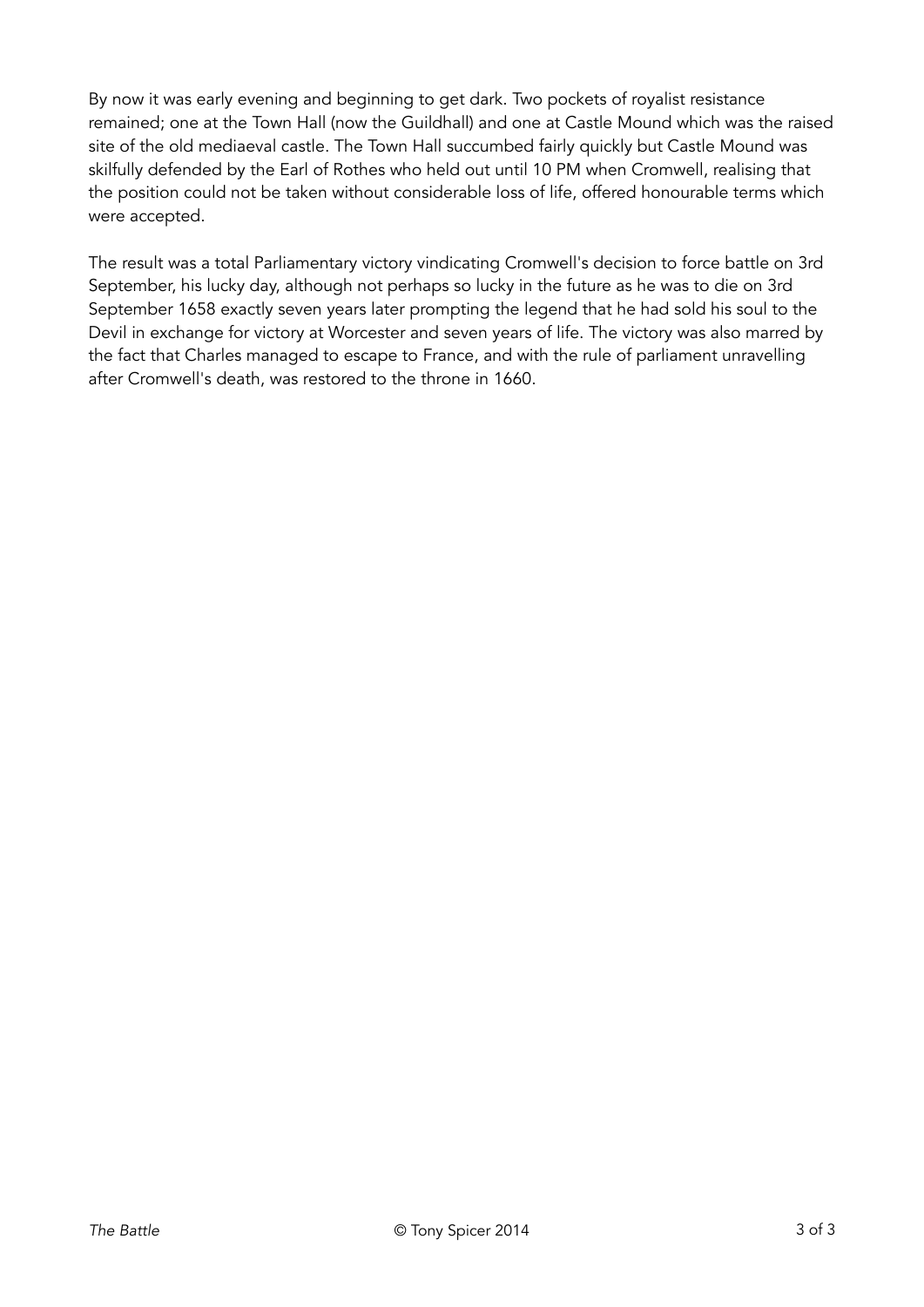By now it was early evening and beginning to get dark. Two pockets of royalist resistance remained; one at the Town Hall (now the Guildhall) and one at Castle Mound which was the raised site of the old mediaeval castle. The Town Hall succumbed fairly quickly but Castle Mound was skilfully defended by the Earl of Rothes who held out until 10 PM when Cromwell, realising that the position could not be taken without considerable loss of life, offered honourable terms which were accepted.

The result was a total Parliamentary victory vindicating Cromwell's decision to force battle on 3rd September, his lucky day, although not perhaps so lucky in the future as he was to die on 3rd September 1658 exactly seven years later prompting the legend that he had sold his soul to the Devil in exchange for victory at Worcester and seven years of life. The victory was also marred by the fact that Charles managed to escape to France, and with the rule of parliament unravelling after Cromwell's death, was restored to the throne in 1660.